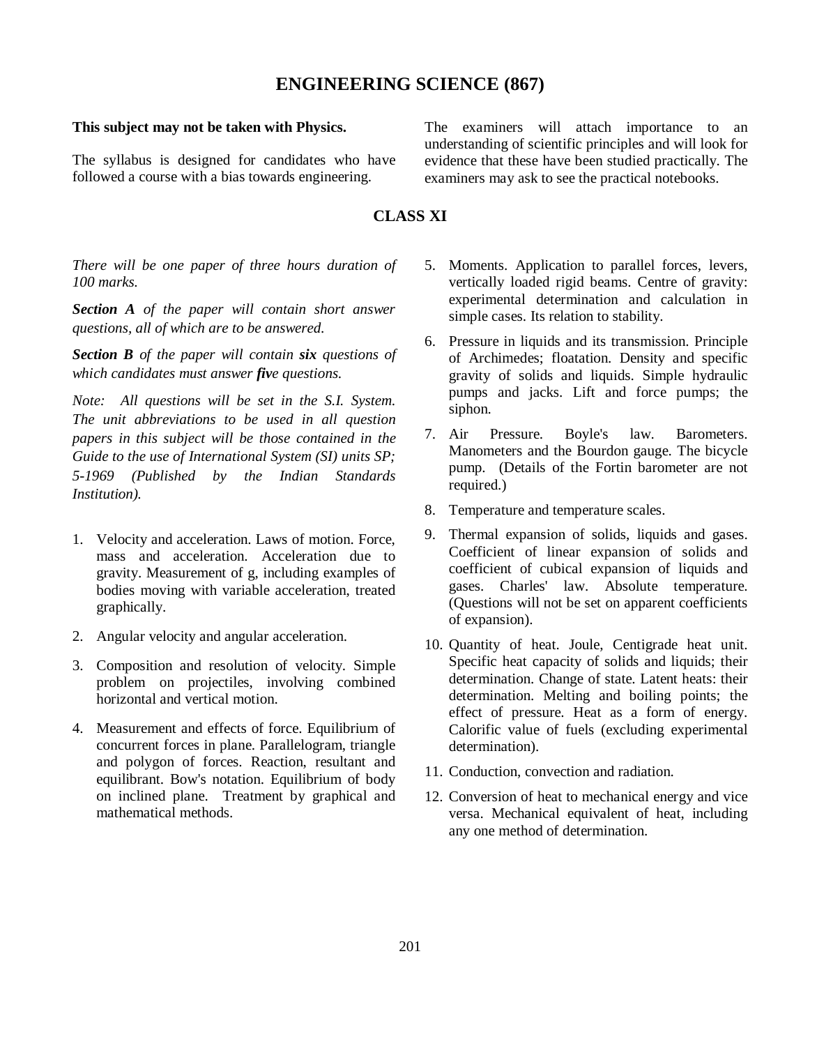# ENGINEERING SCIENCE (867)

**This subject may not be taken with Physics.**

The syllabus is designed for candidates who have followed a course with a bias towards engineering.

The examiners will attach importance to an understanding of scientific principles and will look for evidence that these have been studied practically. The examiners may ask to see the practical notebooks.

## CLASS XI

*There will be one paper of three hours duration of 100 marks.*

***Section A*** *of the paper will contain short answer questions, all of which are to be answered.*

***Section B*** *of the paper will contain* ***six*** *questions of which candidates must answer* ***fiv****e questions.*

*Note: All questions will be set in the S.I. System. The unit abbreviations to be used in all question papers in this subject will be those contained in the Guide to the use of International System (SI) units SP; 5-1969 (Published by the Indian Standards Institution).*

1. Velocity and acceleration. Laws of motion. Force, mass and acceleration. Acceleration due to gravity. Measurement of g, including examples of bodies moving with variable acceleration, treated graphically.
2. Angular velocity and angular acceleration.
3. Composition and resolution of velocity. Simple problem on projectiles, involving combined horizontal and vertical motion.
4. Measurement and effects of force. Equilibrium of concurrent forces in plane. Parallelogram, triangle and polygon of forces. Reaction, resultant and equilibrant. Bow's notation. Equilibrium of body on inclined plane. Treatment by graphical and mathematical methods.
5. Moments. Application to parallel forces, levers, vertically loaded rigid beams. Centre of gravity: experimental determination and calculation in simple cases. Its relation to stability.
6. Pressure in liquids and its transmission. Principle of Archimedes; floatation. Density and specific gravity of solids and liquids. Simple hydraulic pumps and jacks. Lift and force pumps; the siphon.
7. Air Pressure. Boyle's law. Barometers. Manometers and the Bourdon gauge. The bicycle pump. (Details of the Fortin barometer are not required.)
8. Temperature and temperature scales.
9. Thermal expansion of solids, liquids and gases. Coefficient of linear expansion of solids and coefficient of cubical expansion of liquids and gases. Charles' law. Absolute temperature. (Questions will not be set on apparent coefficients of expansion).
10. Quantity of heat. Joule, Centigrade heat unit. Specific heat capacity of solids and liquids; their determination. Change of state. Latent heats: their determination. Melting and boiling points; the effect of pressure. Heat as a form of energy. Calorific value of fuels (excluding experimental determination).
11. Conduction, convection and radiation.
12. Conversion of heat to mechanical energy and vice versa. Mechanical equivalent of heat, including any one method of determination.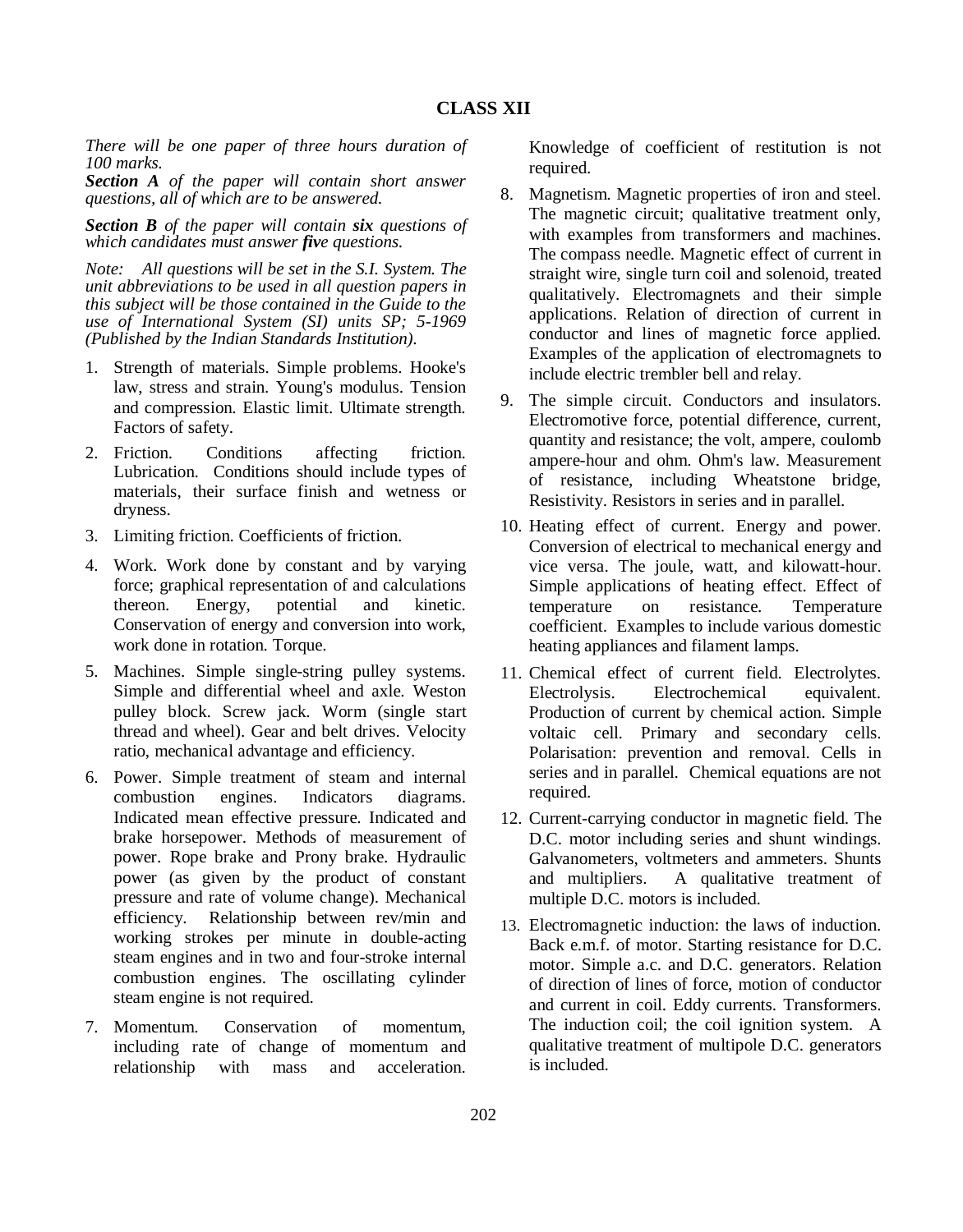## CLASS XII

*There will be one paper of three hours duration of 100 marks.*

***Section A** of the paper will contain short answer questions, all of which are to be answered.*

***Section B** of the paper will contain **six** questions of which candidates must answer **five** questions.*

*Note: All questions will be set in the S.I. System. The unit abbreviations to be used in all question papers in this subject will be those contained in the Guide to the use of International System (SI) units SP; 5-1969 (Published by the Indian Standards Institution).*

1. Strength of materials. Simple problems. Hooke's law, stress and strain. Young's modulus. Tension and compression. Elastic limit. Ultimate strength. Factors of safety.

2. Friction. Conditions affecting friction. Lubrication. Conditions should include types of materials, their surface finish and wetness or dryness.

3. Limiting friction. Coefficients of friction.

4. Work. Work done by constant and by varying force; graphical representation of and calculations thereon. Energy, potential and kinetic. Conservation of energy and conversion into work, work done in rotation. Torque.

5. Machines. Simple single-string pulley systems. Simple and differential wheel and axle. Weston pulley block. Screw jack. Worm (single start thread and wheel). Gear and belt drives. Velocity ratio, mechanical advantage and efficiency.

6. Power. Simple treatment of steam and internal combustion engines. Indicators diagrams. Indicated mean effective pressure. Indicated and brake horsepower. Methods of measurement of power. Rope brake and Prony brake. Hydraulic power (as given by the product of constant pressure and rate of volume change). Mechanical efficiency. Relationship between rev/min and working strokes per minute in double-acting steam engines and in two and four-stroke internal combustion engines. The oscillating cylinder steam engine is not required.

7. Momentum. Conservation of momentum, including rate of change of momentum and relationship with mass and acceleration. Knowledge of coefficient of restitution is not required.

8. Magnetism. Magnetic properties of iron and steel. The magnetic circuit; qualitative treatment only, with examples from transformers and machines. The compass needle. Magnetic effect of current in straight wire, single turn coil and solenoid, treated qualitatively. Electromagnets and their simple applications. Relation of direction of current in conductor and lines of magnetic force applied. Examples of the application of electromagnets to include electric trembler bell and relay.

9. The simple circuit. Conductors and insulators. Electromotive force, potential difference, current, quantity and resistance; the volt, ampere, coulomb ampere-hour and ohm. Ohm's law. Measurement of resistance, including Wheatstone bridge, Resistivity. Resistors in series and in parallel.

10. Heating effect of current. Energy and power. Conversion of electrical to mechanical energy and vice versa. The joule, watt, and kilowatt-hour. Simple applications of heating effect. Effect of temperature on resistance. Temperature coefficient. Examples to include various domestic heating appliances and filament lamps.

11. Chemical effect of current field. Electrolytes. Electrolysis. Electrochemical equivalent. Production of current by chemical action. Simple voltaic cell. Primary and secondary cells. Polarisation: prevention and removal. Cells in series and in parallel. Chemical equations are not required.

12. Current-carrying conductor in magnetic field. The D.C. motor including series and shunt windings. Galvanometers, voltmeters and ammeters. Shunts and multipliers. A qualitative treatment of multiple D.C. motors is included.

13. Electromagnetic induction: the laws of induction. Back e.m.f. of motor. Starting resistance for D.C. motor. Simple a.c. and D.C. generators. Relation of direction of lines of force, motion of conductor and current in coil. Eddy currents. Transformers. The induction coil; the coil ignition system. A qualitative treatment of multipole D.C. generators is included.